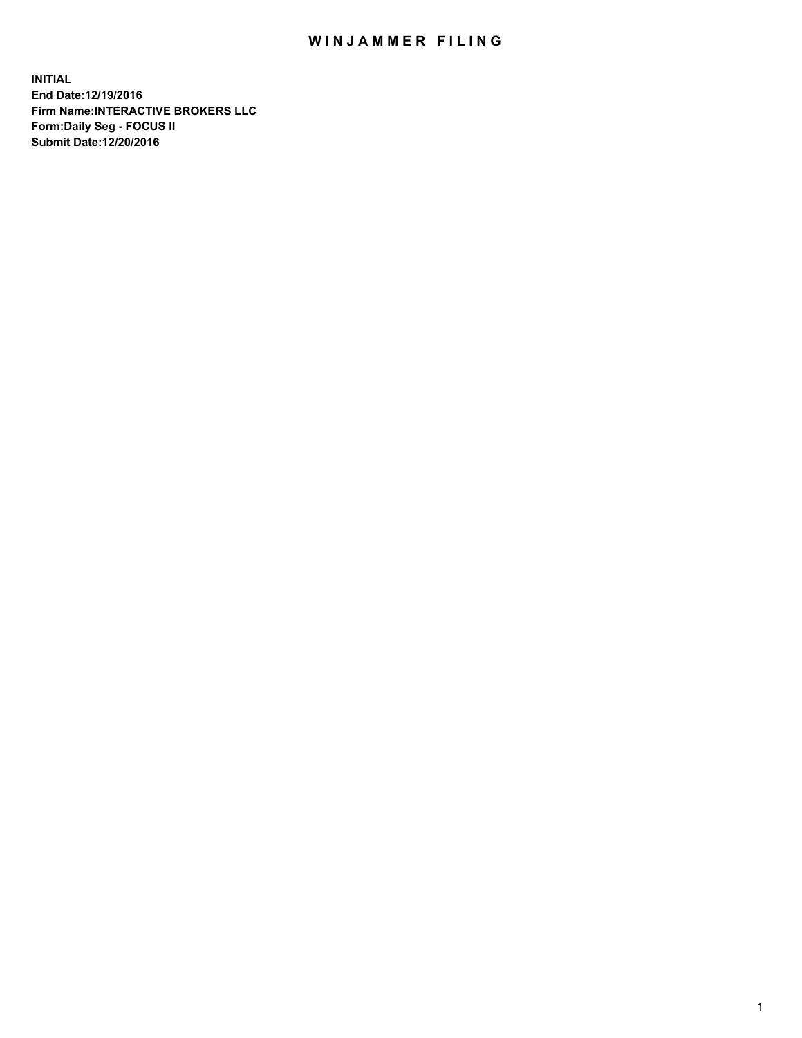# WINJAMMER FILING

**INITIAL**
**End Date:12/19/2016**
**Firm Name:INTERACTIVE BROKERS LLC**
**Form:Daily Seg - FOCUS II**
**Submit Date:12/20/2016**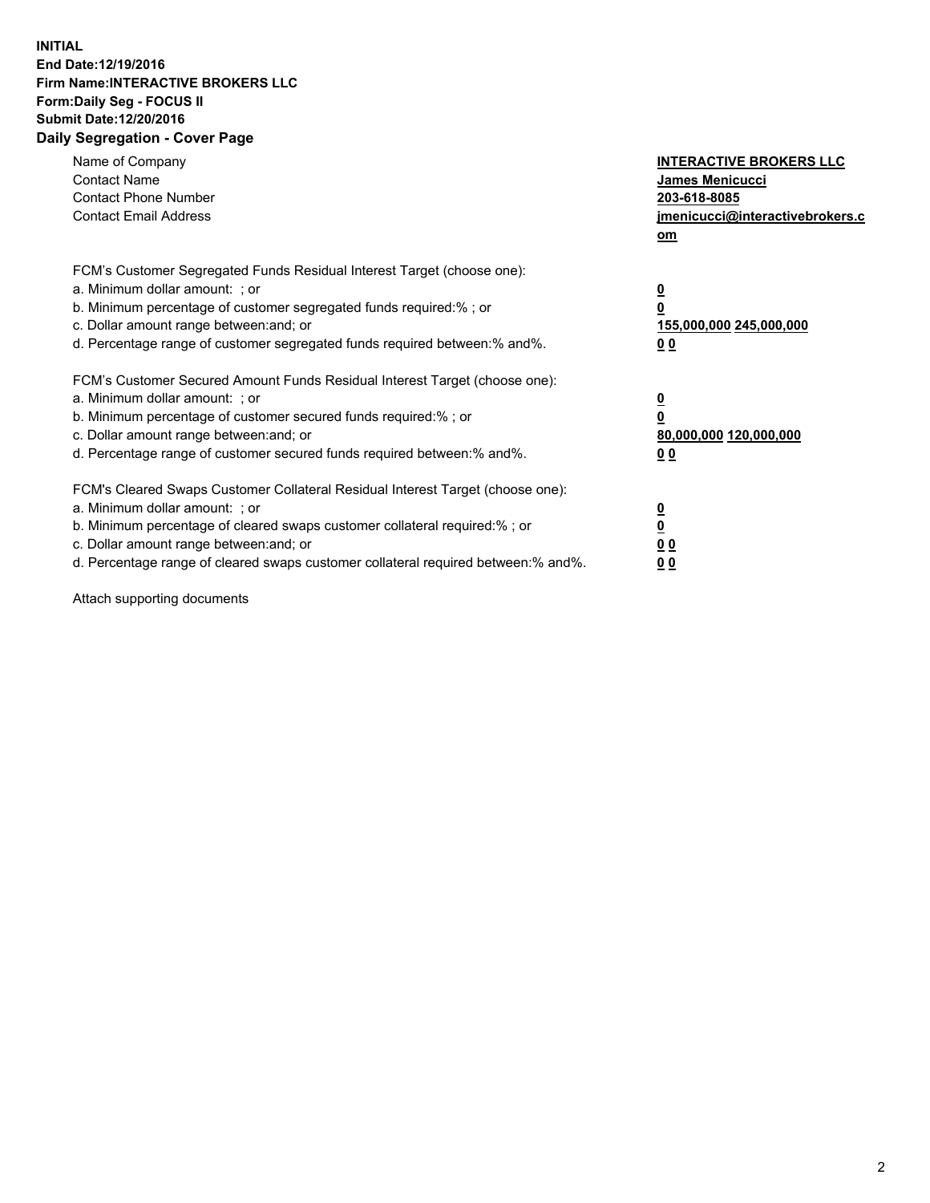**INITIAL**
**End Date:12/19/2016**
**Firm Name:INTERACTIVE BROKERS LLC**
**Form:Daily Seg - FOCUS II**
**Submit Date:12/20/2016**
**Daily Segregation - Cover Page**

| | |
|---|---|
| Name of Company | **INTERACTIVE BROKERS LLC** |
| Contact Name | **James Menicucci** |
| Contact Phone Number | **203-618-8085** |
| Contact Email Address | **jmenicucci@interactivebrokers.com** |

FCM's Customer Segregated Funds Residual Interest Target (choose one):

| | |
|---|---|
| a. Minimum dollar amount: ; or | **0** |
| b. Minimum percentage of customer segregated funds required:% ; or | **0** |
| c. Dollar amount range between:and; or | **155,000,000 245,000,000** |
| d. Percentage range of customer segregated funds required between:% and%. | **0 0** |

FCM's Customer Secured Amount Funds Residual Interest Target (choose one):

| | |
|---|---|
| a. Minimum dollar amount: ; or | **0** |
| b. Minimum percentage of customer secured funds required:% ; or | **0** |
| c. Dollar amount range between:and; or | **80,000,000 120,000,000** |
| d. Percentage range of customer secured funds required between:% and%. | **0 0** |

FCM's Cleared Swaps Customer Collateral Residual Interest Target (choose one):

| | |
|---|---|
| a. Minimum dollar amount: ; or | **0** |
| b. Minimum percentage of cleared swaps customer collateral required:% ; or | **0** |
| c. Dollar amount range between:and; or | **0 0** |
| d. Percentage range of cleared swaps customer collateral required between:% and%. | **0 0** |

Attach supporting documents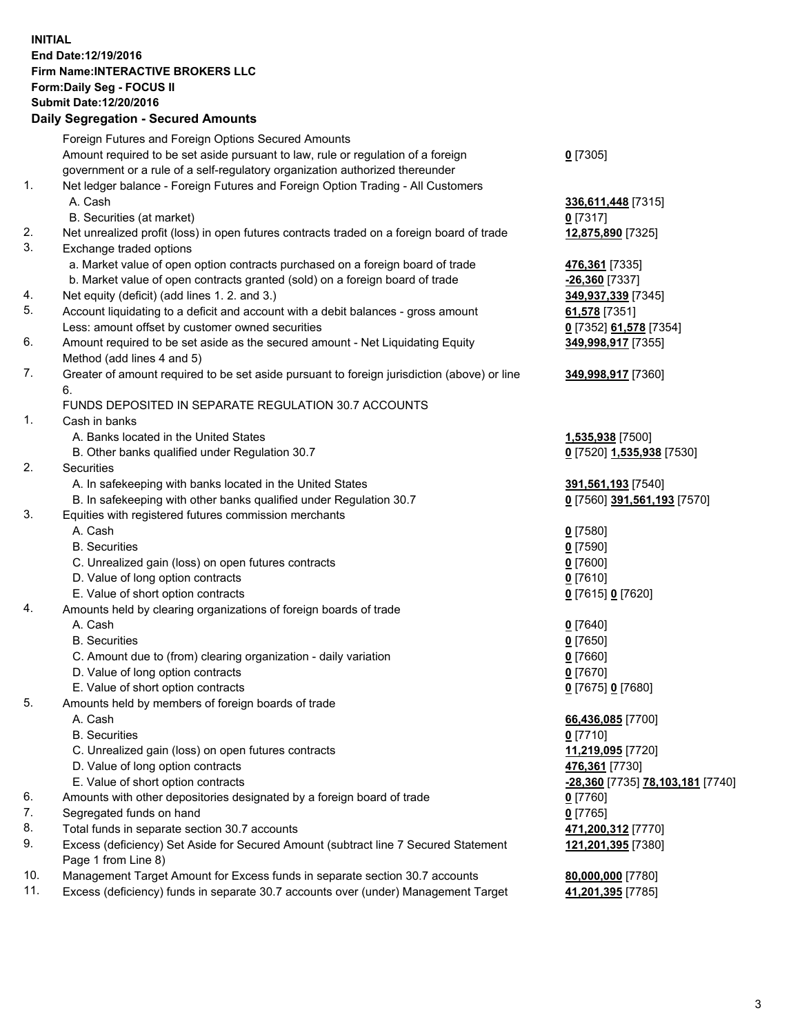**INITIAL**
**End Date:12/19/2016**
**Firm Name:INTERACTIVE BROKERS LLC**
**Form:Daily Seg - FOCUS II**
**Submit Date:12/20/2016**

## Daily Segregation - Secured Amounts

| | | |
|---|---|---|
| | Foreign Futures and Foreign Options Secured Amounts | |
| | Amount required to be set aside pursuant to law, rule or regulation of a foreign government or a rule of a self-regulatory organization authorized thereunder | **0** [7305] |
| 1. | Net ledger balance - Foreign Futures and Foreign Option Trading - All Customers | |
| | A. Cash | **336,611,448** [7315] |
| | B. Securities (at market) | **0** [7317] |
| 2. | Net unrealized profit (loss) in open futures contracts traded on a foreign board of trade | **12,875,890** [7325] |
| 3. | Exchange traded options | |
| | a. Market value of open option contracts purchased on a foreign board of trade | **476,361** [7335] |
| | b. Market value of open contracts granted (sold) on a foreign board of trade | **-26,360** [7337] |
| 4. | Net equity (deficit) (add lines 1. 2. and 3.) | **349,937,339** [7345] |
| 5. | Account liquidating to a deficit and account with a debit balances - gross amount | **61,578** [7351] |
| | Less: amount offset by customer owned securities | **0** [7352] **61,578** [7354] |
| 6. | Amount required to be set aside as the secured amount - Net Liquidating Equity Method (add lines 4 and 5) | **349,998,917** [7355] |
| 7. | Greater of amount required to be set aside pursuant to foreign jurisdiction (above) or line 6. | **349,998,917** [7360] |
| | FUNDS DEPOSITED IN SEPARATE REGULATION 30.7 ACCOUNTS | |
| 1. | Cash in banks | |
| | A. Banks located in the United States | **1,535,938** [7500] |
| | B. Other banks qualified under Regulation 30.7 | **0** [7520] **1,535,938** [7530] |
| 2. | Securities | |
| | A. In safekeeping with banks located in the United States | **391,561,193** [7540] |
| | B. In safekeeping with other banks qualified under Regulation 30.7 | **0** [7560] **391,561,193** [7570] |
| 3. | Equities with registered futures commission merchants | |
| | A. Cash | **0** [7580] |
| | B. Securities | **0** [7590] |
| | C. Unrealized gain (loss) on open futures contracts | **0** [7600] |
| | D. Value of long option contracts | **0** [7610] |
| | E. Value of short option contracts | **0** [7615] **0** [7620] |
| 4. | Amounts held by clearing organizations of foreign boards of trade | |
| | A. Cash | **0** [7640] |
| | B. Securities | **0** [7650] |
| | C. Amount due to (from) clearing organization - daily variation | **0** [7660] |
| | D. Value of long option contracts | **0** [7670] |
| | E. Value of short option contracts | **0** [7675] **0** [7680] |
| 5. | Amounts held by members of foreign boards of trade | |
| | A. Cash | **66,436,085** [7700] |
| | B. Securities | **0** [7710] |
| | C. Unrealized gain (loss) on open futures contracts | **11,219,095** [7720] |
| | D. Value of long option contracts | **476,361** [7730] |
| | E. Value of short option contracts | **-28,360** [7735] **78,103,181** [7740] |
| 6. | Amounts with other depositories designated by a foreign board of trade | **0** [7760] |
| 7. | Segregated funds on hand | **0** [7765] |
| 8. | Total funds in separate section 30.7 accounts | **471,200,312** [7770] |
| 9. | Excess (deficiency) Set Aside for Secured Amount (subtract line 7 Secured Statement Page 1 from Line 8) | **121,201,395** [7380] |
| 10. | Management Target Amount for Excess funds in separate section 30.7 accounts | **80,000,000** [7780] |
| 11. | Excess (deficiency) funds in separate 30.7 accounts over (under) Management Target | **41,201,395** [7785] |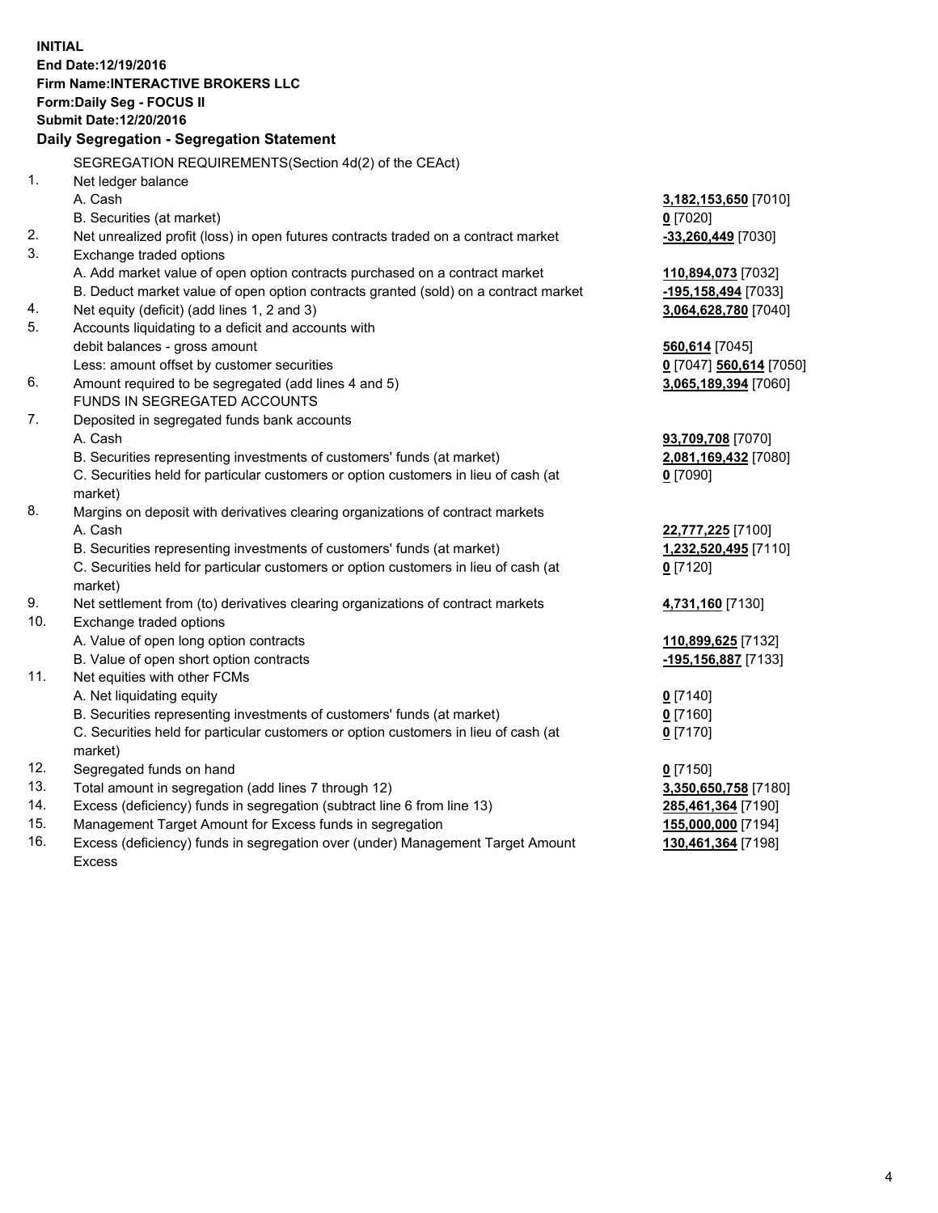**INITIAL**
**End Date:12/19/2016**
**Firm Name:INTERACTIVE BROKERS LLC**
**Form:Daily Seg - FOCUS II**
**Submit Date:12/20/2016**

## Daily Segregation - Segregation Statement

| | | |
|---|---|---|
| | SEGREGATION REQUIREMENTS(Section 4d(2) of the CEAct) | |
| 1. | Net ledger balance | |
| | A. Cash | **3,182,153,650** [7010] |
| | B. Securities (at market) | **0** [7020] |
| 2. | Net unrealized profit (loss) in open futures contracts traded on a contract market | **-33,260,449** [7030] |
| 3. | Exchange traded options | |
| | A. Add market value of open option contracts purchased on a contract market | **110,894,073** [7032] |
| | B. Deduct market value of open option contracts granted (sold) on a contract market | **-195,158,494** [7033] |
| 4. | Net equity (deficit) (add lines 1, 2 and 3) | **3,064,628,780** [7040] |
| 5. | Accounts liquidating to a deficit and accounts with | |
| | debit balances - gross amount | **560,614** [7045] |
| | Less: amount offset by customer securities | **0** [7047] **560,614** [7050] |
| 6. | Amount required to be segregated (add lines 4 and 5) | **3,065,189,394** [7060] |
| | FUNDS IN SEGREGATED ACCOUNTS | |
| 7. | Deposited in segregated funds bank accounts | |
| | A. Cash | **93,709,708** [7070] |
| | B. Securities representing investments of customers' funds (at market) | **2,081,169,432** [7080] |
| | C. Securities held for particular customers or option customers in lieu of cash (at market) | **0** [7090] |
| 8. | Margins on deposit with derivatives clearing organizations of contract markets | |
| | A. Cash | **22,777,225** [7100] |
| | B. Securities representing investments of customers' funds (at market) | **1,232,520,495** [7110] |
| | C. Securities held for particular customers or option customers in lieu of cash (at market) | **0** [7120] |
| 9. | Net settlement from (to) derivatives clearing organizations of contract markets | **4,731,160** [7130] |
| 10. | Exchange traded options | |
| | A. Value of open long option contracts | **110,899,625** [7132] |
| | B. Value of open short option contracts | **-195,156,887** [7133] |
| 11. | Net equities with other FCMs | |
| | A. Net liquidating equity | **0** [7140] |
| | B. Securities representing investments of customers' funds (at market) | **0** [7160] |
| | C. Securities held for particular customers or option customers in lieu of cash (at market) | **0** [7170] |
| 12. | Segregated funds on hand | **0** [7150] |
| 13. | Total amount in segregation (add lines 7 through 12) | **3,350,650,758** [7180] |
| 14. | Excess (deficiency) funds in segregation (subtract line 6 from line 13) | **285,461,364** [7190] |
| 15. | Management Target Amount for Excess funds in segregation | **155,000,000** [7194] |
| 16. | Excess (deficiency) funds in segregation over (under) Management Target Amount Excess | **130,461,364** [7198] |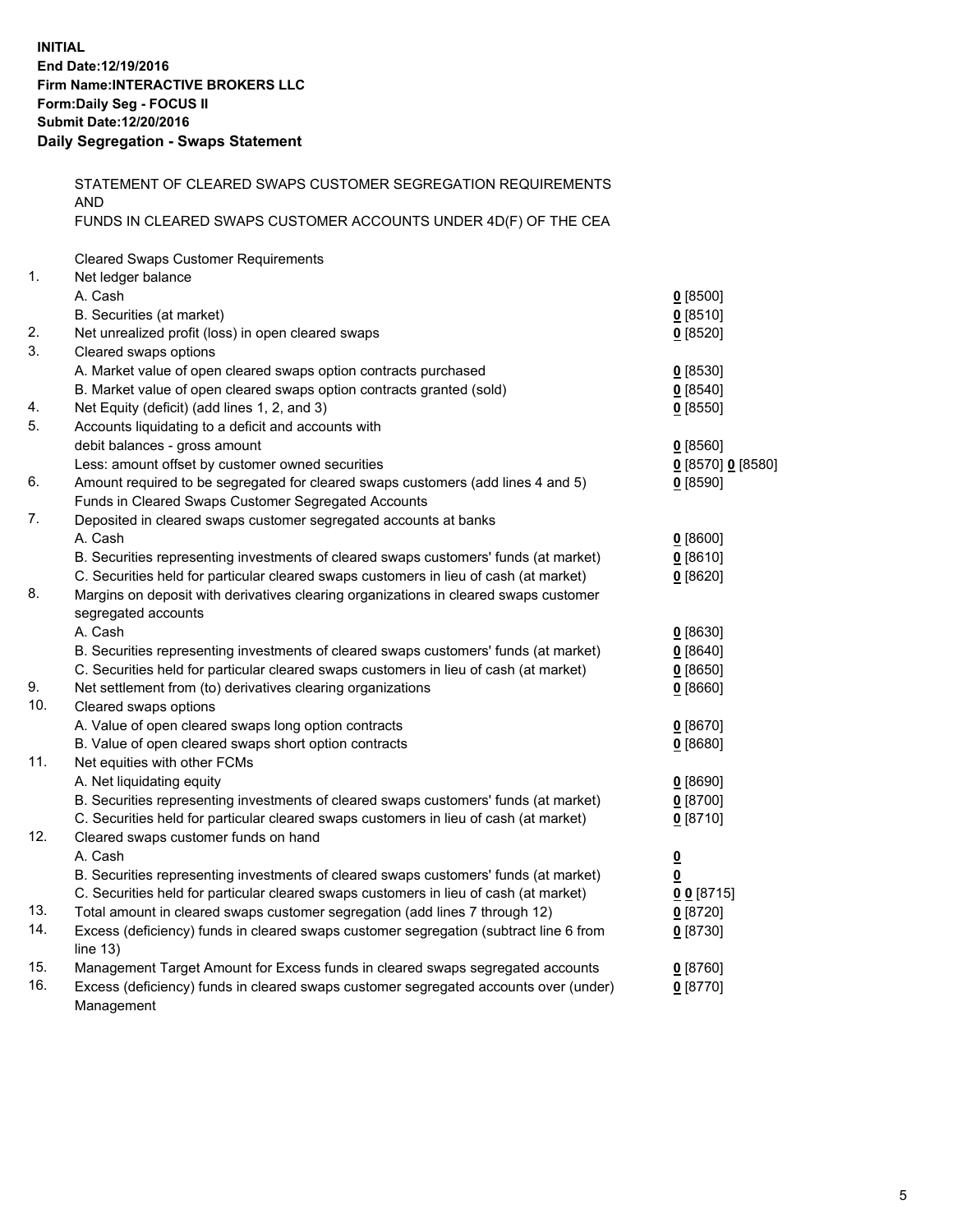**INITIAL**
**End Date:12/19/2016**
**Firm Name:INTERACTIVE BROKERS LLC**
**Form:Daily Seg - FOCUS II**
**Submit Date:12/20/2016**
**Daily Segregation - Swaps Statement**

STATEMENT OF CLEARED SWAPS CUSTOMER SEGREGATION REQUIREMENTS AND FUNDS IN CLEARED SWAPS CUSTOMER ACCOUNTS UNDER 4D(F) OF THE CEA

| | | |
|---|---|---|
| | Cleared Swaps Customer Requirements | |
| 1. | Net ledger balance | |
| | A. Cash | 0 [8500] |
| | B. Securities (at market) | 0 [8510] |
| 2. | Net unrealized profit (loss) in open cleared swaps | 0 [8520] |
| 3. | Cleared swaps options | |
| | A. Market value of open cleared swaps option contracts purchased | 0 [8530] |
| | B. Market value of open cleared swaps option contracts granted (sold) | 0 [8540] |
| 4. | Net Equity (deficit) (add lines 1, 2, and 3) | 0 [8550] |
| 5. | Accounts liquidating to a deficit and accounts with debit balances - gross amount | 0 [8560] |
| | Less: amount offset by customer owned securities | 0 [8570] 0 [8580] |
| 6. | Amount required to be segregated for cleared swaps customers (add lines 4 and 5) | 0 [8590] |
| | Funds in Cleared Swaps Customer Segregated Accounts | |
| 7. | Deposited in cleared swaps customer segregated accounts at banks | |
| | A. Cash | 0 [8600] |
| | B. Securities representing investments of cleared swaps customers' funds (at market) | 0 [8610] |
| | C. Securities held for particular cleared swaps customers in lieu of cash (at market) | 0 [8620] |
| 8. | Margins on deposit with derivatives clearing organizations in cleared swaps customer segregated accounts | |
| | A. Cash | 0 [8630] |
| | B. Securities representing investments of cleared swaps customers' funds (at market) | 0 [8640] |
| | C. Securities held for particular cleared swaps customers in lieu of cash (at market) | 0 [8650] |
| 9. | Net settlement from (to) derivatives clearing organizations | 0 [8660] |
| 10. | Cleared swaps options | |
| | A. Value of open cleared swaps long option contracts | 0 [8670] |
| | B. Value of open cleared swaps short option contracts | 0 [8680] |
| 11. | Net equities with other FCMs | |
| | A. Net liquidating equity | 0 [8690] |
| | B. Securities representing investments of cleared swaps customers' funds (at market) | 0 [8700] |
| | C. Securities held for particular cleared swaps customers in lieu of cash (at market) | 0 [8710] |
| 12. | Cleared swaps customer funds on hand | |
| | A. Cash | 0 |
| | B. Securities representing investments of cleared swaps customers' funds (at market) | 0 |
| | C. Securities held for particular cleared swaps customers in lieu of cash (at market) | 0 0 [8715] |
| 13. | Total amount in cleared swaps customer segregation (add lines 7 through 12) | 0 [8720] |
| 14. | Excess (deficiency) funds in cleared swaps customer segregation (subtract line 6 from line 13) | 0 [8730] |
| 15. | Management Target Amount for Excess funds in cleared swaps segregated accounts | 0 [8760] |
| 16. | Excess (deficiency) funds in cleared swaps customer segregated accounts over (under) Management | 0 [8770] |